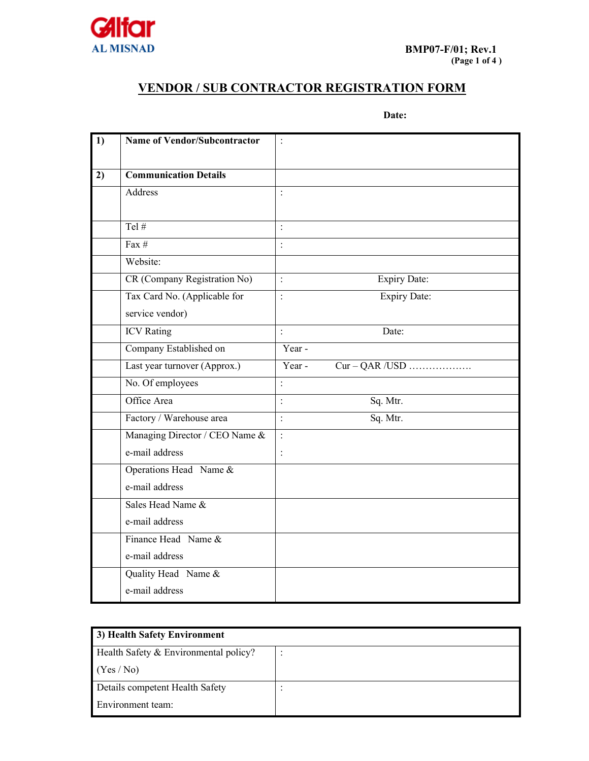Gulfar
AL MISNAD

BMP07-F/01; Rev.1

# VENDOR / SUB CONTRACTOR REGISTRATION FORM

**Date:**

| | | |
|---|---|---|
| **1)** | **Name of Vendor/Subcontractor** | : |
| **2)** | **Communication Details** | |
| | Address | : |
| | Tel # | : |
| | Fax # | : |
| | Website: | |
| | CR (Company Registration No) | : Expiry Date: |
| | Tax Card No. (Applicable for service vendor) | : Expiry Date: |
| | ICV Rating | : Date: |
| | Company Established on | Year - |
| | Last year turnover (Approx.) | Year - Cur – QAR /USD ………………. |
| | No. Of employees | : |
| | Office Area | : Sq. Mtr. |
| | Factory / Warehouse area | : Sq. Mtr. |
| | Managing Director / CEO Name & e-mail address | : :|
| | Operations Head Name & e-mail address | |
| | Sales Head Name & e-mail address | |
| | Finance Head Name & e-mail address | |
| | Quality Head Name & e-mail address | |

| **3) Health Safety Environment** | |
|---|---|
| Health Safety & Environmental policy? (Yes / No) | : |
| Details competent Health Safety Environment team: | : |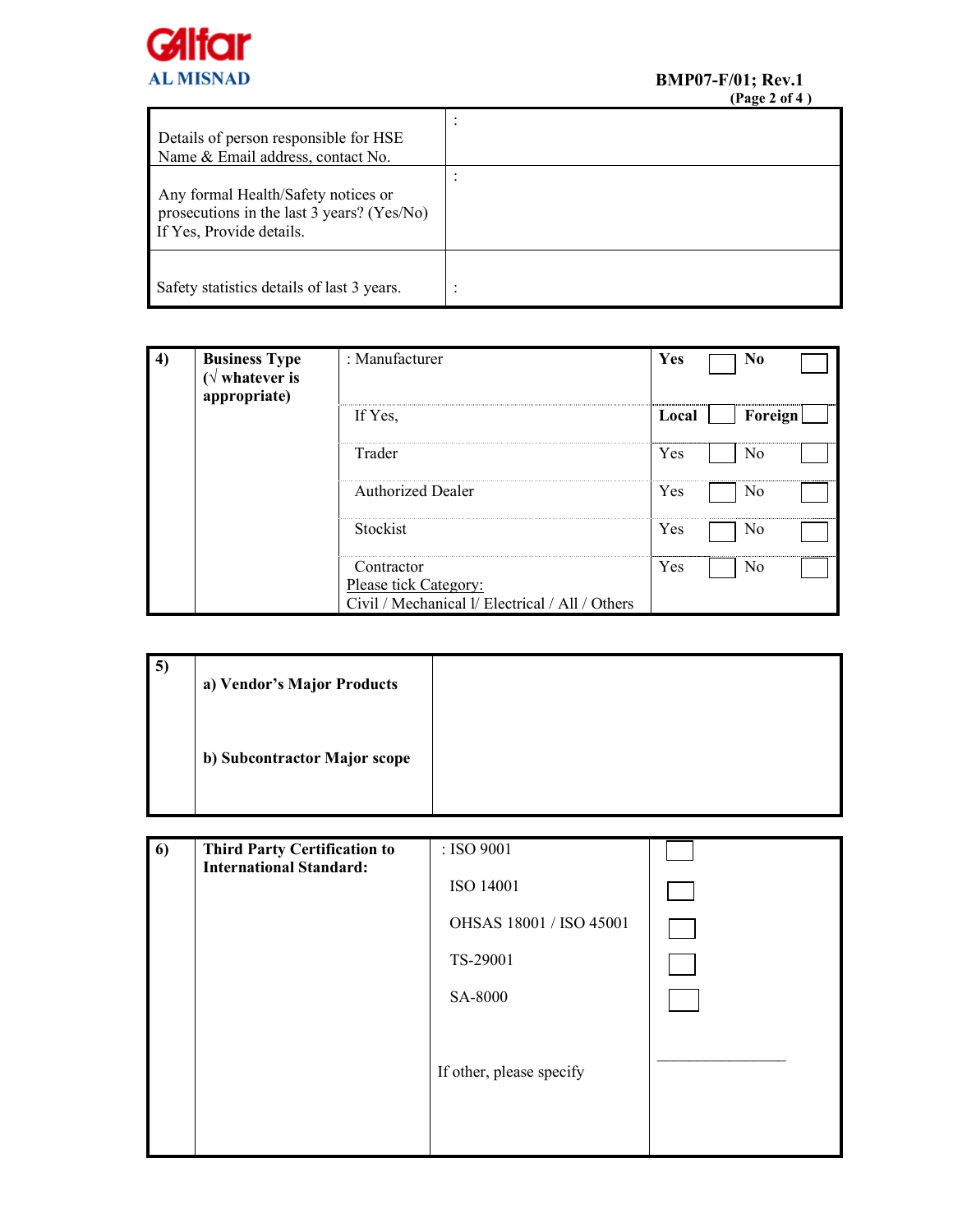| Field | Response |
|---|---|
| Details of person responsible for HSE Name & Email address, contact No. | : |
| Any formal Health/Safety notices or prosecutions in the last 3 years? (Yes/No) If Yes, Provide details. | : |
| Safety statistics details of last 3 years. | : |

| | | | | | | |
|---|---|---|---|---|---|---|
| **4)** | **Business Type (√ whatever is appropriate)** | : Manufacturer | **Yes** | ☐ | **No** | ☐ |
| | | If Yes, | **Local** | ☐ | **Foreign** | ☐ |
| | | Trader | Yes | ☐ | No | ☐ |
| | | Authorized Dealer | Yes | ☐ | No | ☐ |
| | | Stockist | Yes | ☐ | No | ☐ |
| | | Contractor<br>Please tick Category:<br>Civil / Mechanical l/ Electrical / All / Others | Yes | ☐ | No | ☐ |

| | | |
|---|---|---|
| **5)** | **a) Vendor's Major Products** | |
| | **b) Subcontractor Major scope** | |

| | | | |
|---|---|---|---|
| **6)** | **Third Party Certification to International Standard:** | : ISO 9001 | ☐ |
| | | ISO 14001 | ☐ |
| | | OHSAS 18001 / ISO 45001 | ☐ |
| | | TS-29001 | ☐ |
| | | SA-8000 | ☐ |
| | | If other, please specify | ________________ |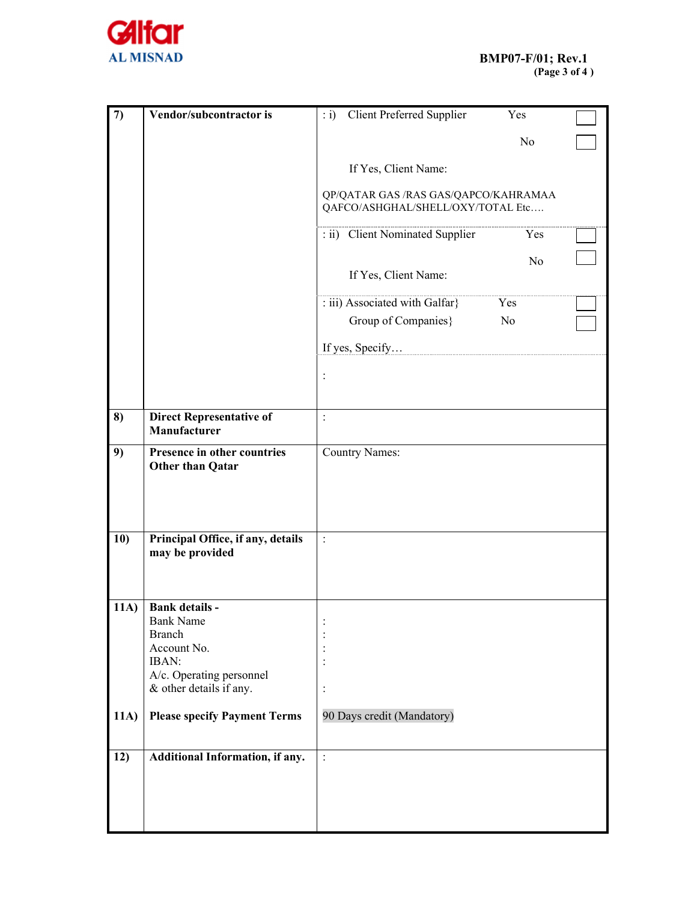| | | |
|---|---|---|
| **7)** | **Vendor/subcontractor is** | : i) Client Preferred Supplier Yes ☐ No ☐<br><br>If Yes, Client Name:<br><br>QP/QATAR GAS /RAS GAS/QAPCO/KAHRAMAA QAFCO/ASHGHAL/SHELL/OXY/TOTAL Etc….<br><br>: ii) Client Nominated Supplier Yes ☐ No ☐<br><br>If Yes, Client Name:<br><br>: iii) Associated with Galfar} Yes ☐<br>Group of Companies} No ☐<br><br>If yes, Specify…<br><br>: |
| **8)** | **Direct Representative of Manufacturer** | : |
| **9)** | **Presence in other countries Other than Qatar** | Country Names: |
| **10)** | **Principal Office, if any, details may be provided** | : |
| **11A)** | **Bank details -**<br>Bank Name<br>Branch<br>Account No.<br>IBAN:<br>A/c. Operating personnel & other details if any. | <br>:<br>:<br>:<br>:<br><br>: |
| **11A)** | **Please specify Payment Terms** | 90 Days credit (Mandatory) |
| **12)** | **Additional Information, if any.** | : |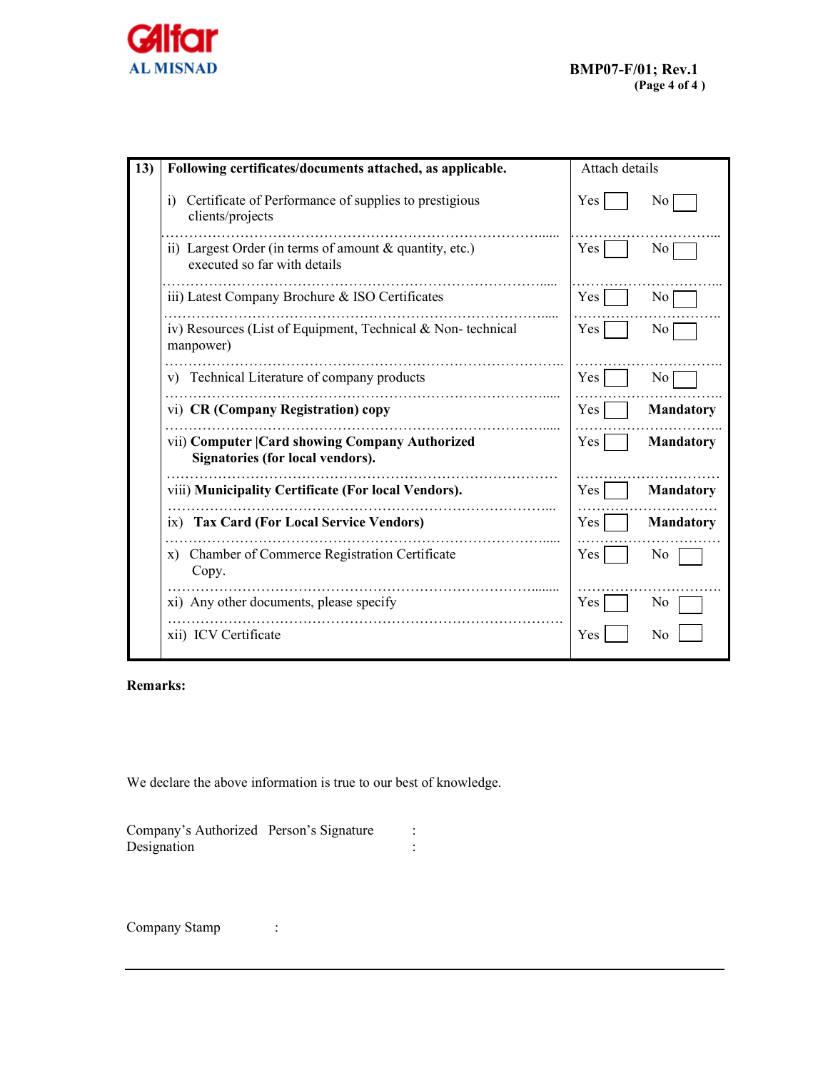| 13) | Following certificates/documents attached, as applicable. | Attach details |
|---|---|---|
| | i) Certificate of Performance of supplies to prestigious clients/projects | Yes ☐ No ☐ |
| | ii) Largest Order (in terms of amount & quantity, etc.) executed so far with details | Yes ☐ No ☐ |
| | iii) Latest Company Brochure & ISO Certificates | Yes ☐ No ☐ |
| | iv) Resources (List of Equipment, Technical & Non- technical manpower) | Yes ☐ No ☐ |
| | v) Technical Literature of company products | Yes ☐ No ☐ |
| | vi) **CR (Company Registration) copy** | Yes ☐ **Mandatory** |
| | vii) **Computer \|Card showing Company Authorized Signatories (for local vendors).** | Yes ☐ **Mandatory** |
| | viii) **Municipality Certificate (For local Vendors).** | Yes ☐ **Mandatory** |
| | ix) **Tax Card (For Local Service Vendors)** | Yes ☐ **Mandatory** |
| | x) Chamber of Commerce Registration Certificate Copy. | Yes ☐ No ☐ |
| | xi) Any other documents, please specify | Yes ☐ No ☐ |
| | xii) ICV Certificate | Yes ☐ No ☐ |

**Remarks:**

We declare the above information is true to our best of knowledge.

Company's Authorized Person's Signature :
Designation :

Company Stamp :